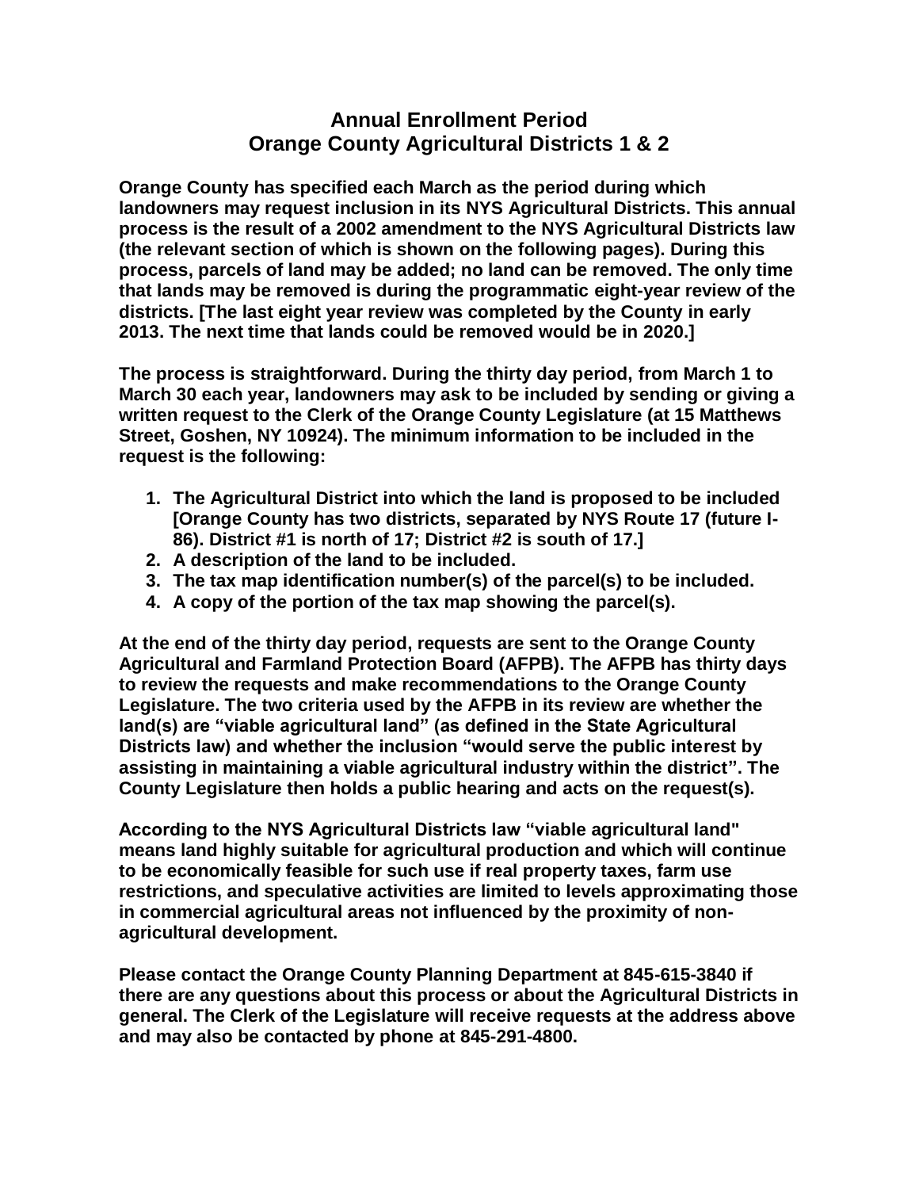# Annual Enrollment Period
# Orange County Agricultural Districts 1 & 2

**Orange County has specified each March as the period during which landowners may request inclusion in its NYS Agricultural Districts. This annual process is the result of a 2002 amendment to the NYS Agricultural Districts law (the relevant section of which is shown on the following pages). During this process, parcels of land may be added; no land can be removed. The only time that lands may be removed is during the programmatic eight-year review of the districts. [The last eight year review was completed by the County in early 2013. The next time that lands could be removed would be in 2020.]**

**The process is straightforward. During the thirty day period, from March 1 to March 30 each year, landowners may ask to be included by sending or giving a written request to the Clerk of the Orange County Legislature (at 15 Matthews Street, Goshen, NY 10924). The minimum information to be included in the request is the following:**

1. **The Agricultural District into which the land is proposed to be included [Orange County has two districts, separated by NYS Route 17 (future I-86). District #1 is north of 17; District #2 is south of 17.]**
2. **A description of the land to be included.**
3. **The tax map identification number(s) of the parcel(s) to be included.**
4. **A copy of the portion of the tax map showing the parcel(s).**

**At the end of the thirty day period, requests are sent to the Orange County Agricultural and Farmland Protection Board (AFPB). The AFPB has thirty days to review the requests and make recommendations to the Orange County Legislature. The two criteria used by the AFPB in its review are whether the land(s) are "viable agricultural land" (as defined in the State Agricultural Districts law) and whether the inclusion "would serve the public interest by assisting in maintaining a viable agricultural industry within the district". The County Legislature then holds a public hearing and acts on the request(s).**

**According to the NYS Agricultural Districts law "viable agricultural land" means land highly suitable for agricultural production and which will continue to be economically feasible for such use if real property taxes, farm use restrictions, and speculative activities are limited to levels approximating those in commercial agricultural areas not influenced by the proximity of non-agricultural development.**

**Please contact the Orange County Planning Department at 845-615-3840 if there are any questions about this process or about the Agricultural Districts in general. The Clerk of the Legislature will receive requests at the address above and may also be contacted by phone at 845-291-4800.**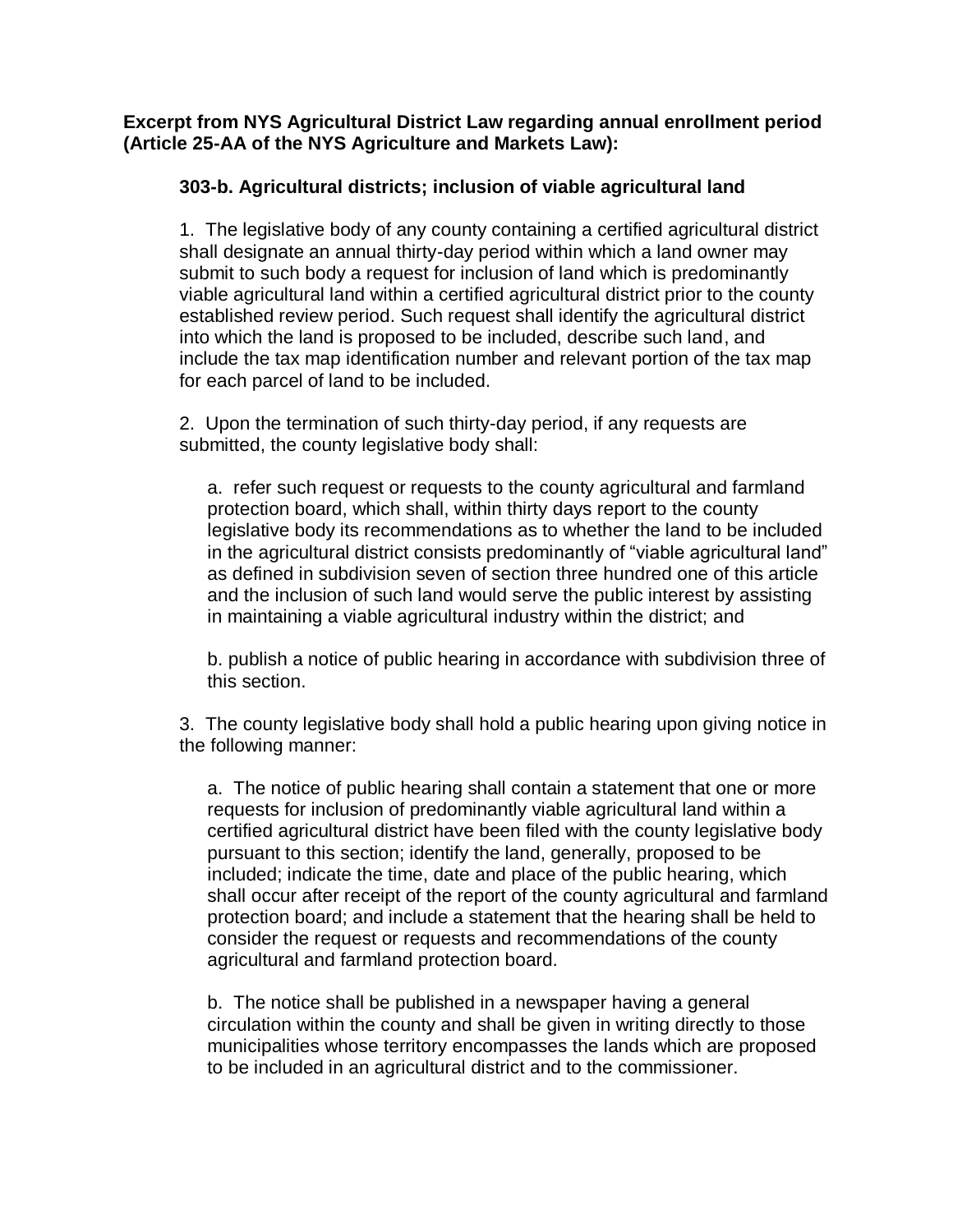**Excerpt from NYS Agricultural District Law regarding annual enrollment period (Article 25-AA of the NYS Agriculture and Markets Law):**

**303-b. Agricultural districts; inclusion of viable agricultural land**

1. The legislative body of any county containing a certified agricultural district shall designate an annual thirty-day period within which a land owner may submit to such body a request for inclusion of land which is predominantly viable agricultural land within a certified agricultural district prior to the county established review period. Such request shall identify the agricultural district into which the land is proposed to be included, describe such land, and include the tax map identification number and relevant portion of the tax map for each parcel of land to be included.

2. Upon the termination of such thirty-day period, if any requests are submitted, the county legislative body shall:

   a. refer such request or requests to the county agricultural and farmland protection board, which shall, within thirty days report to the county legislative body its recommendations as to whether the land to be included in the agricultural district consists predominantly of "viable agricultural land" as defined in subdivision seven of section three hundred one of this article and the inclusion of such land would serve the public interest by assisting in maintaining a viable agricultural industry within the district; and

   b. publish a notice of public hearing in accordance with subdivision three of this section.

3. The county legislative body shall hold a public hearing upon giving notice in the following manner:

   a. The notice of public hearing shall contain a statement that one or more requests for inclusion of predominantly viable agricultural land within a certified agricultural district have been filed with the county legislative body pursuant to this section; identify the land, generally, proposed to be included; indicate the time, date and place of the public hearing, which shall occur after receipt of the report of the county agricultural and farmland protection board; and include a statement that the hearing shall be held to consider the request or requests and recommendations of the county agricultural and farmland protection board.

   b. The notice shall be published in a newspaper having a general circulation within the county and shall be given in writing directly to those municipalities whose territory encompasses the lands which are proposed to be included in an agricultural district and to the commissioner.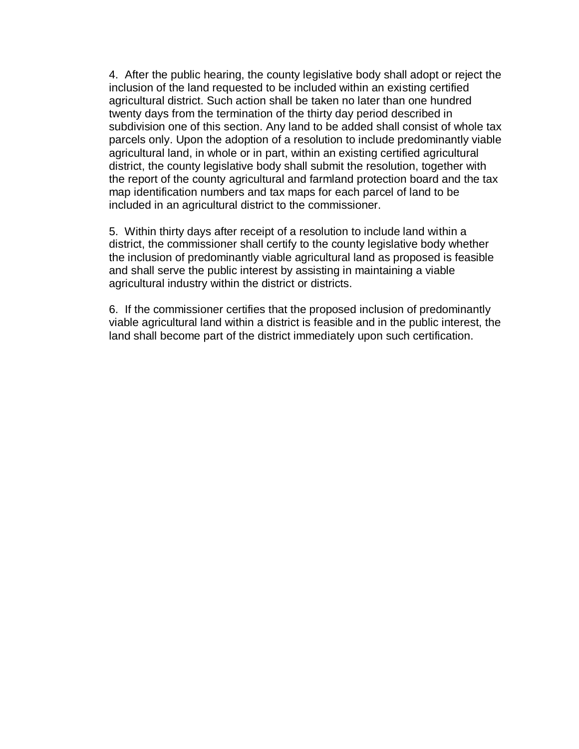4. After the public hearing, the county legislative body shall adopt or reject the inclusion of the land requested to be included within an existing certified agricultural district. Such action shall be taken no later than one hundred twenty days from the termination of the thirty day period described in subdivision one of this section. Any land to be added shall consist of whole tax parcels only. Upon the adoption of a resolution to include predominantly viable agricultural land, in whole or in part, within an existing certified agricultural district, the county legislative body shall submit the resolution, together with the report of the county agricultural and farmland protection board and the tax map identification numbers and tax maps for each parcel of land to be included in an agricultural district to the commissioner.

5. Within thirty days after receipt of a resolution to include land within a district, the commissioner shall certify to the county legislative body whether the inclusion of predominantly viable agricultural land as proposed is feasible and shall serve the public interest by assisting in maintaining a viable agricultural industry within the district or districts.

6. If the commissioner certifies that the proposed inclusion of predominantly viable agricultural land within a district is feasible and in the public interest, the land shall become part of the district immediately upon such certification.